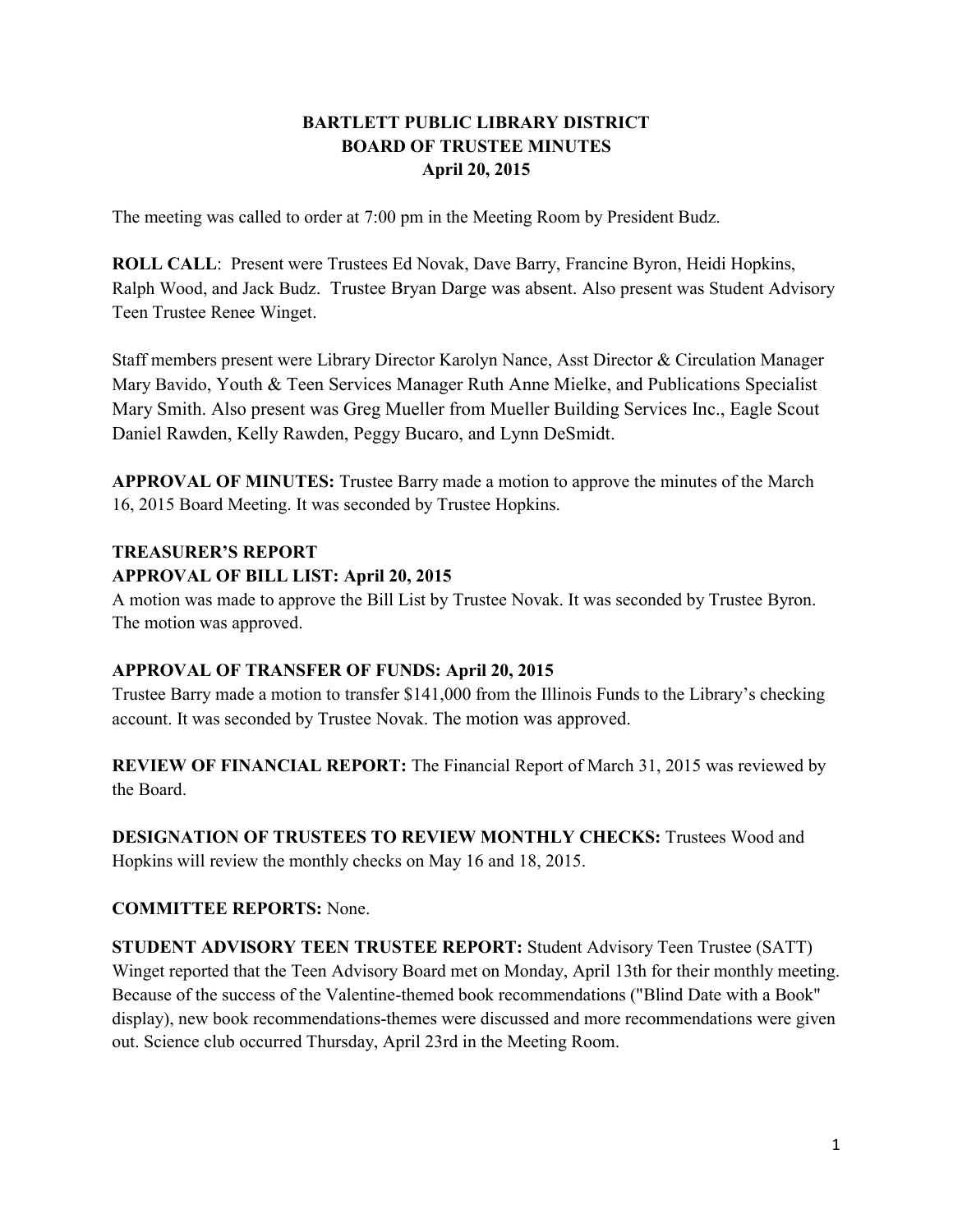# BARTLETT PUBLIC LIBRARY DISTRICT
## BOARD OF TRUSTEE MINUTES
### April 20, 2015

The meeting was called to order at 7:00 pm in the Meeting Room by President Budz.

**ROLL CALL**: Present were Trustees Ed Novak, Dave Barry, Francine Byron, Heidi Hopkins, Ralph Wood, and Jack Budz. Trustee Bryan Darge was absent. Also present was Student Advisory Teen Trustee Renee Winget.

Staff members present were Library Director Karolyn Nance, Asst Director & Circulation Manager Mary Bavido, Youth & Teen Services Manager Ruth Anne Mielke, and Publications Specialist Mary Smith. Also present was Greg Mueller from Mueller Building Services Inc., Eagle Scout Daniel Rawden, Kelly Rawden, Peggy Bucaro, and Lynn DeSmidt.

**APPROVAL OF MINUTES:** Trustee Barry made a motion to approve the minutes of the March 16, 2015 Board Meeting. It was seconded by Trustee Hopkins.

**TREASURER'S REPORT**

**APPROVAL OF BILL LIST: April 20, 2015**

A motion was made to approve the Bill List by Trustee Novak. It was seconded by Trustee Byron. The motion was approved.

**APPROVAL OF TRANSFER OF FUNDS: April 20, 2015**

Trustee Barry made a motion to transfer $141,000 from the Illinois Funds to the Library's checking account. It was seconded by Trustee Novak. The motion was approved.

**REVIEW OF FINANCIAL REPORT:** The Financial Report of March 31, 2015 was reviewed by the Board.

**DESIGNATION OF TRUSTEES TO REVIEW MONTHLY CHECKS:** Trustees Wood and Hopkins will review the monthly checks on May 16 and 18, 2015.

**COMMITTEE REPORTS:** None.

**STUDENT ADVISORY TEEN TRUSTEE REPORT:** Student Advisory Teen Trustee (SATT) Winget reported that the Teen Advisory Board met on Monday, April 13th for their monthly meeting. Because of the success of the Valentine-themed book recommendations ("Blind Date with a Book" display), new book recommendations-themes were discussed and more recommendations were given out. Science club occurred Thursday, April 23rd in the Meeting Room.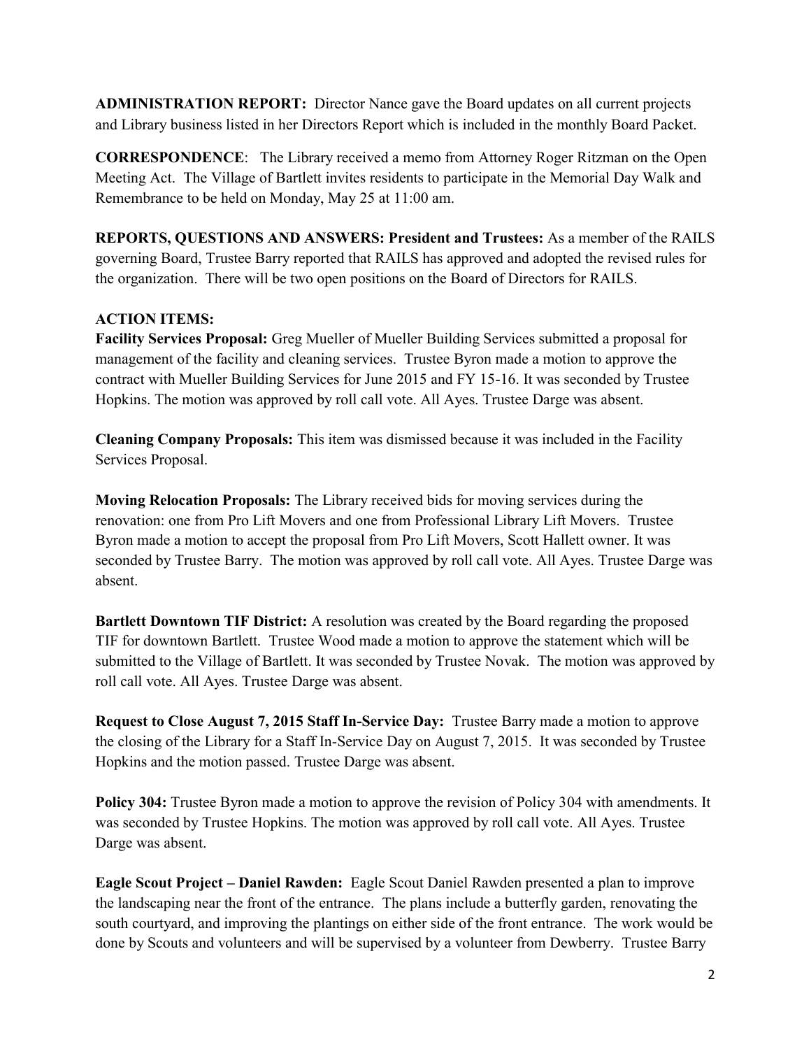**ADMINISTRATION REPORT:** Director Nance gave the Board updates on all current projects and Library business listed in her Directors Report which is included in the monthly Board Packet.

**CORRESPONDENCE**: The Library received a memo from Attorney Roger Ritzman on the Open Meeting Act. The Village of Bartlett invites residents to participate in the Memorial Day Walk and Remembrance to be held on Monday, May 25 at 11:00 am.

**REPORTS, QUESTIONS AND ANSWERS: President and Trustees:** As a member of the RAILS governing Board, Trustee Barry reported that RAILS has approved and adopted the revised rules for the organization. There will be two open positions on the Board of Directors for RAILS.

**ACTION ITEMS:**

**Facility Services Proposal:** Greg Mueller of Mueller Building Services submitted a proposal for management of the facility and cleaning services. Trustee Byron made a motion to approve the contract with Mueller Building Services for June 2015 and FY 15-16. It was seconded by Trustee Hopkins. The motion was approved by roll call vote. All Ayes. Trustee Darge was absent.

**Cleaning Company Proposals:** This item was dismissed because it was included in the Facility Services Proposal.

**Moving Relocation Proposals:** The Library received bids for moving services during the renovation: one from Pro Lift Movers and one from Professional Library Lift Movers. Trustee Byron made a motion to accept the proposal from Pro Lift Movers, Scott Hallett owner. It was seconded by Trustee Barry. The motion was approved by roll call vote. All Ayes. Trustee Darge was absent.

**Bartlett Downtown TIF District:** A resolution was created by the Board regarding the proposed TIF for downtown Bartlett. Trustee Wood made a motion to approve the statement which will be submitted to the Village of Bartlett. It was seconded by Trustee Novak. The motion was approved by roll call vote. All Ayes. Trustee Darge was absent.

**Request to Close August 7, 2015 Staff In-Service Day:** Trustee Barry made a motion to approve the closing of the Library for a Staff In-Service Day on August 7, 2015. It was seconded by Trustee Hopkins and the motion passed. Trustee Darge was absent.

**Policy 304:** Trustee Byron made a motion to approve the revision of Policy 304 with amendments. It was seconded by Trustee Hopkins. The motion was approved by roll call vote. All Ayes. Trustee Darge was absent.

**Eagle Scout Project – Daniel Rawden:** Eagle Scout Daniel Rawden presented a plan to improve the landscaping near the front of the entrance. The plans include a butterfly garden, renovating the south courtyard, and improving the plantings on either side of the front entrance. The work would be done by Scouts and volunteers and will be supervised by a volunteer from Dewberry. Trustee Barry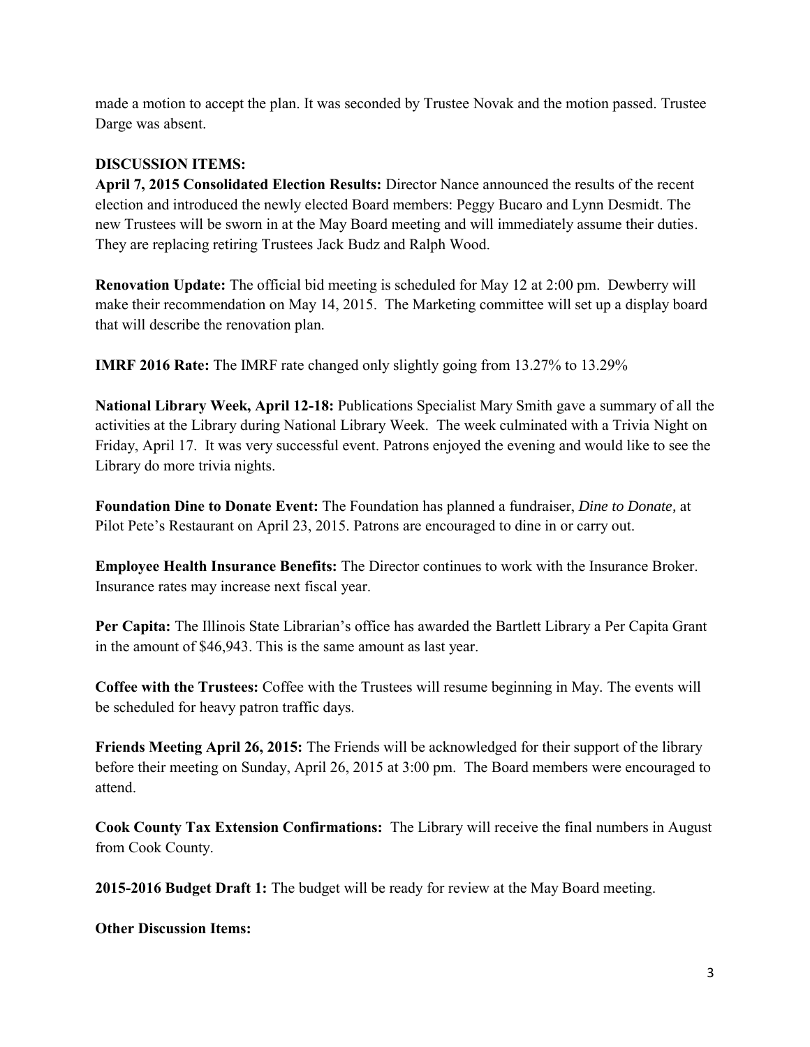made a motion to accept the plan. It was seconded by Trustee Novak and the motion passed. Trustee Darge was absent.

**DISCUSSION ITEMS:**

**April 7, 2015 Consolidated Election Results:** Director Nance announced the results of the recent election and introduced the newly elected Board members: Peggy Bucaro and Lynn Desmidt. The new Trustees will be sworn in at the May Board meeting and will immediately assume their duties. They are replacing retiring Trustees Jack Budz and Ralph Wood.

**Renovation Update:** The official bid meeting is scheduled for May 12 at 2:00 pm. Dewberry will make their recommendation on May 14, 2015. The Marketing committee will set up a display board that will describe the renovation plan.

**IMRF 2016 Rate:** The IMRF rate changed only slightly going from 13.27% to 13.29%

**National Library Week, April 12-18:** Publications Specialist Mary Smith gave a summary of all the activities at the Library during National Library Week. The week culminated with a Trivia Night on Friday, April 17. It was very successful event. Patrons enjoyed the evening and would like to see the Library do more trivia nights.

**Foundation Dine to Donate Event:** The Foundation has planned a fundraiser, *Dine to Donate,* at Pilot Pete's Restaurant on April 23, 2015. Patrons are encouraged to dine in or carry out.

**Employee Health Insurance Benefits:** The Director continues to work with the Insurance Broker. Insurance rates may increase next fiscal year.

**Per Capita:** The Illinois State Librarian's office has awarded the Bartlett Library a Per Capita Grant in the amount of $46,943. This is the same amount as last year.

**Coffee with the Trustees:** Coffee with the Trustees will resume beginning in May. The events will be scheduled for heavy patron traffic days.

**Friends Meeting April 26, 2015:** The Friends will be acknowledged for their support of the library before their meeting on Sunday, April 26, 2015 at 3:00 pm. The Board members were encouraged to attend.

**Cook County Tax Extension Confirmations:** The Library will receive the final numbers in August from Cook County.

**2015-2016 Budget Draft 1:** The budget will be ready for review at the May Board meeting.

**Other Discussion Items:**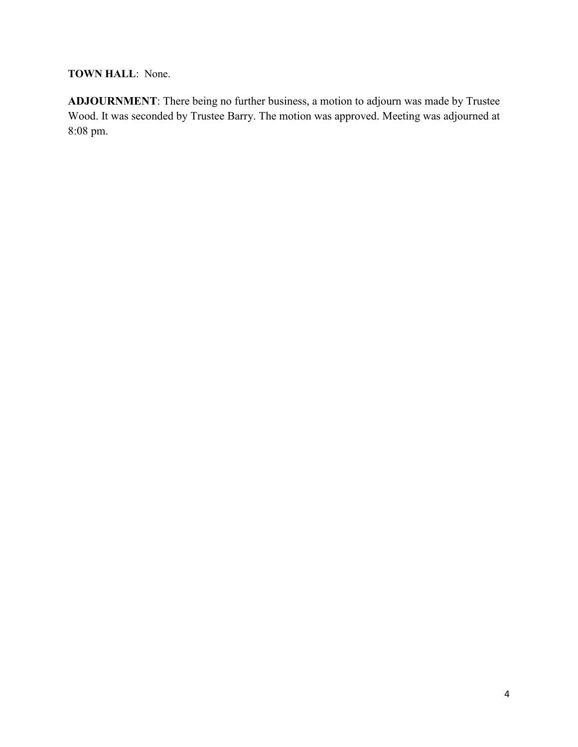**TOWN HALL**: None.

**ADJOURNMENT**: There being no further business, a motion to adjourn was made by Trustee Wood. It was seconded by Trustee Barry. The motion was approved. Meeting was adjourned at 8:08 pm.